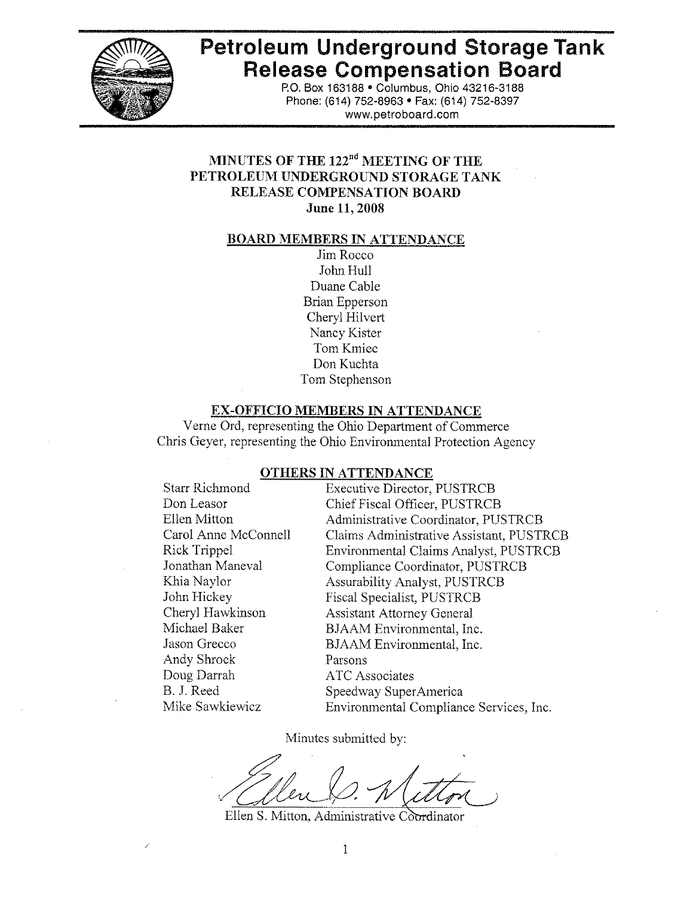# Petroleum Underground Storage Tank Release Compensation Board

P.O. Box 163188 • Columbus, Ohio 43216-3188
Phone: (614) 752-8963 • Fax: (614) 752-8397
www.petroboard.com

## MINUTES OF THE 122nd MEETING OF THE PETROLEUM UNDERGROUND STORAGE TANK RELEASE COMPENSATION BOARD
**June 11, 2008**

### BOARD MEMBERS IN ATTENDANCE

Jim Rocco
John Hull
Duane Cable
Brian Epperson
Cheryl Hilvert
Nancy Kister
Tom Kmiec
Don Kuchta
Tom Stephenson

### EX-OFFICIO MEMBERS IN ATTENDANCE

Verne Ord, representing the Ohio Department of Commerce
Chris Geyer, representing the Ohio Environmental Protection Agency

### OTHERS IN ATTENDANCE

| | |
|---|---|
| Starr Richmond | Executive Director, PUSTRCB |
| Don Leasor | Chief Fiscal Officer, PUSTRCB |
| Ellen Mitton | Administrative Coordinator, PUSTRCB |
| Carol Anne McConnell | Claims Administrative Assistant, PUSTRCB |
| Rick Trippel | Environmental Claims Analyst, PUSTRCB |
| Jonathan Maneval | Compliance Coordinator, PUSTRCB |
| Khia Naylor | Assurability Analyst, PUSTRCB |
| John Hickey | Fiscal Specialist, PUSTRCB |
| Cheryl Hawkinson | Assistant Attorney General |
| Michael Baker | BJAAM Environmental, Inc. |
| Jason Grecco | BJAAM Environmental, Inc. |
| Andy Shrock | Parsons |
| Doug Darrah | ATC Associates |
| B. J. Reed | Speedway SuperAmerica |
| Mike Sawkiewicz | Environmental Compliance Services, Inc. |

Minutes submitted by:

Ellen S. Mitton, Administrative Coordinator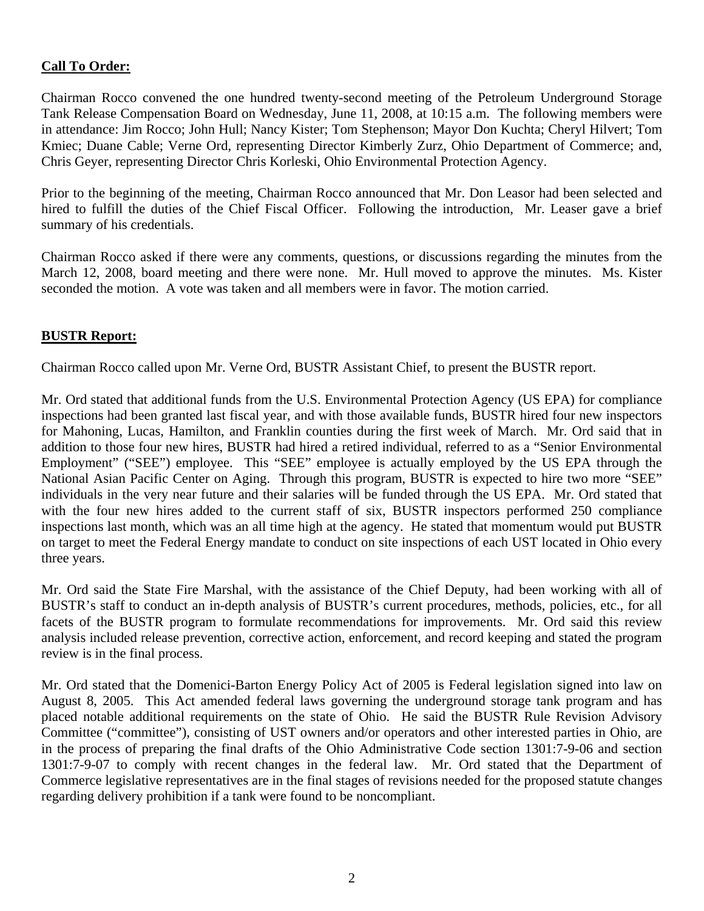**Call To Order:**

Chairman Rocco convened the one hundred twenty-second meeting of the Petroleum Underground Storage Tank Release Compensation Board on Wednesday, June 11, 2008, at 10:15 a.m. The following members were in attendance: Jim Rocco; John Hull; Nancy Kister; Tom Stephenson; Mayor Don Kuchta; Cheryl Hilvert; Tom Kmiec; Duane Cable; Verne Ord, representing Director Kimberly Zurz, Ohio Department of Commerce; and, Chris Geyer, representing Director Chris Korleski, Ohio Environmental Protection Agency.

Prior to the beginning of the meeting, Chairman Rocco announced that Mr. Don Leasor had been selected and hired to fulfill the duties of the Chief Fiscal Officer. Following the introduction, Mr. Leaser gave a brief summary of his credentials.

Chairman Rocco asked if there were any comments, questions, or discussions regarding the minutes from the March 12, 2008, board meeting and there were none. Mr. Hull moved to approve the minutes. Ms. Kister seconded the motion. A vote was taken and all members were in favor. The motion carried.

**BUSTR Report:**

Chairman Rocco called upon Mr. Verne Ord, BUSTR Assistant Chief, to present the BUSTR report.

Mr. Ord stated that additional funds from the U.S. Environmental Protection Agency (US EPA) for compliance inspections had been granted last fiscal year, and with those available funds, BUSTR hired four new inspectors for Mahoning, Lucas, Hamilton, and Franklin counties during the first week of March. Mr. Ord said that in addition to those four new hires, BUSTR had hired a retired individual, referred to as a "Senior Environmental Employment" ("SEE") employee. This "SEE" employee is actually employed by the US EPA through the National Asian Pacific Center on Aging. Through this program, BUSTR is expected to hire two more "SEE" individuals in the very near future and their salaries will be funded through the US EPA. Mr. Ord stated that with the four new hires added to the current staff of six, BUSTR inspectors performed 250 compliance inspections last month, which was an all time high at the agency. He stated that momentum would put BUSTR on target to meet the Federal Energy mandate to conduct on site inspections of each UST located in Ohio every three years.

Mr. Ord said the State Fire Marshal, with the assistance of the Chief Deputy, had been working with all of BUSTR's staff to conduct an in-depth analysis of BUSTR's current procedures, methods, policies, etc., for all facets of the BUSTR program to formulate recommendations for improvements. Mr. Ord said this review analysis included release prevention, corrective action, enforcement, and record keeping and stated the program review is in the final process.

Mr. Ord stated that the Domenici-Barton Energy Policy Act of 2005 is Federal legislation signed into law on August 8, 2005. This Act amended federal laws governing the underground storage tank program and has placed notable additional requirements on the state of Ohio. He said the BUSTR Rule Revision Advisory Committee ("committee"), consisting of UST owners and/or operators and other interested parties in Ohio, are in the process of preparing the final drafts of the Ohio Administrative Code section 1301:7-9-06 and section 1301:7-9-07 to comply with recent changes in the federal law. Mr. Ord stated that the Department of Commerce legislative representatives are in the final stages of revisions needed for the proposed statute changes regarding delivery prohibition if a tank were found to be noncompliant.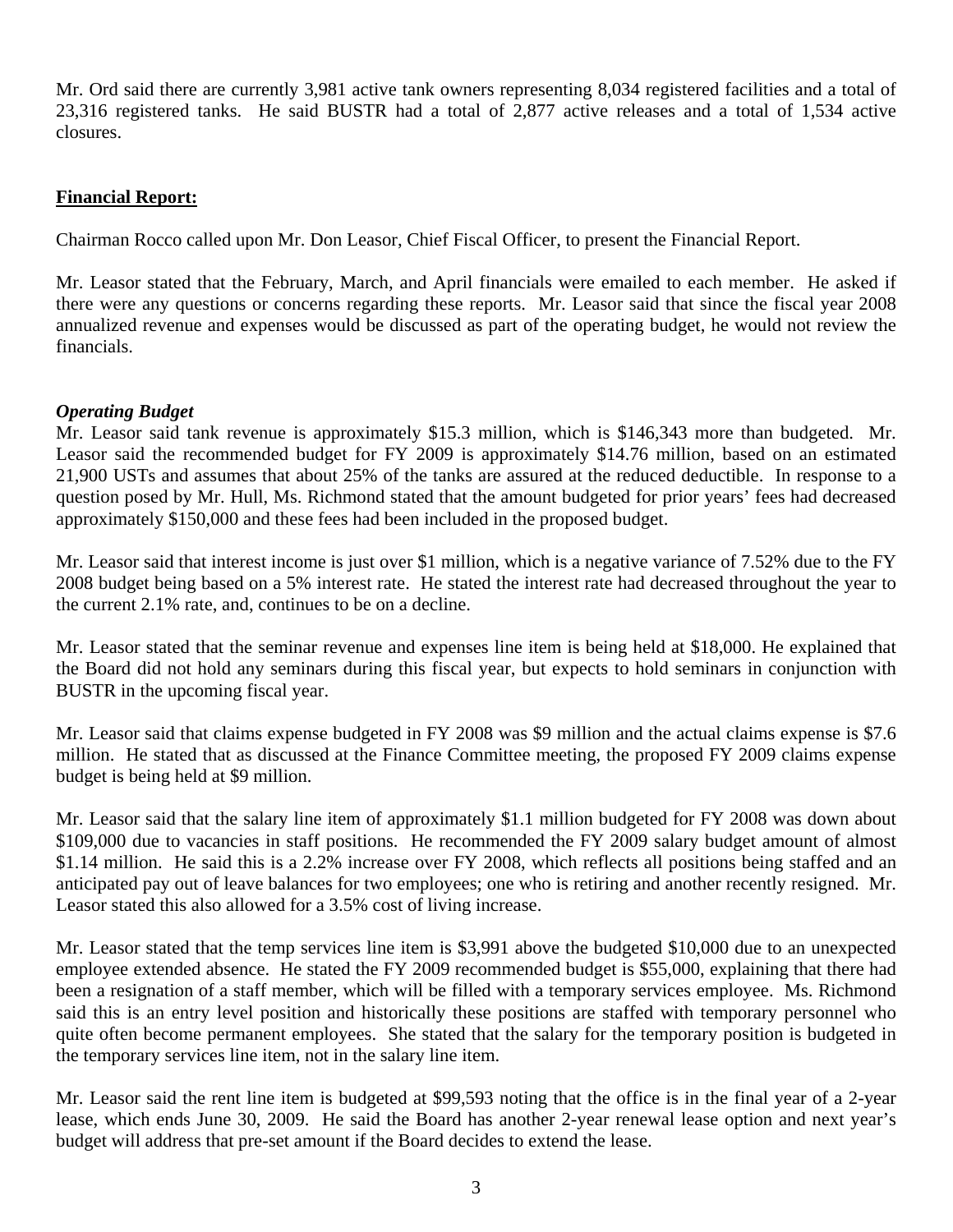Mr. Ord said there are currently 3,981 active tank owners representing 8,034 registered facilities and a total of 23,316 registered tanks. He said BUSTR had a total of 2,877 active releases and a total of 1,534 active closures.

## Financial Report:

Chairman Rocco called upon Mr. Don Leasor, Chief Fiscal Officer, to present the Financial Report.

Mr. Leasor stated that the February, March, and April financials were emailed to each member. He asked if there were any questions or concerns regarding these reports. Mr. Leasor said that since the fiscal year 2008 annualized revenue and expenses would be discussed as part of the operating budget, he would not review the financials.

### *Operating Budget*

Mr. Leasor said tank revenue is approximately $15.3 million, which is $146,343 more than budgeted. Mr. Leasor said the recommended budget for FY 2009 is approximately $14.76 million, based on an estimated 21,900 USTs and assumes that about 25% of the tanks are assured at the reduced deductible. In response to a question posed by Mr. Hull, Ms. Richmond stated that the amount budgeted for prior years' fees had decreased approximately $150,000 and these fees had been included in the proposed budget.

Mr. Leasor said that interest income is just over $1 million, which is a negative variance of 7.52% due to the FY 2008 budget being based on a 5% interest rate. He stated the interest rate had decreased throughout the year to the current 2.1% rate, and, continues to be on a decline.

Mr. Leasor stated that the seminar revenue and expenses line item is being held at $18,000. He explained that the Board did not hold any seminars during this fiscal year, but expects to hold seminars in conjunction with BUSTR in the upcoming fiscal year.

Mr. Leasor said that claims expense budgeted in FY 2008 was $9 million and the actual claims expense is $7.6 million. He stated that as discussed at the Finance Committee meeting, the proposed FY 2009 claims expense budget is being held at $9 million.

Mr. Leasor said that the salary line item of approximately $1.1 million budgeted for FY 2008 was down about $109,000 due to vacancies in staff positions. He recommended the FY 2009 salary budget amount of almost $1.14 million. He said this is a 2.2% increase over FY 2008, which reflects all positions being staffed and an anticipated pay out of leave balances for two employees; one who is retiring and another recently resigned. Mr. Leasor stated this also allowed for a 3.5% cost of living increase.

Mr. Leasor stated that the temp services line item is $3,991 above the budgeted $10,000 due to an unexpected employee extended absence. He stated the FY 2009 recommended budget is $55,000, explaining that there had been a resignation of a staff member, which will be filled with a temporary services employee. Ms. Richmond said this is an entry level position and historically these positions are staffed with temporary personnel who quite often become permanent employees. She stated that the salary for the temporary position is budgeted in the temporary services line item, not in the salary line item.

Mr. Leasor said the rent line item is budgeted at $99,593 noting that the office is in the final year of a 2-year lease, which ends June 30, 2009. He said the Board has another 2-year renewal lease option and next year's budget will address that pre-set amount if the Board decides to extend the lease.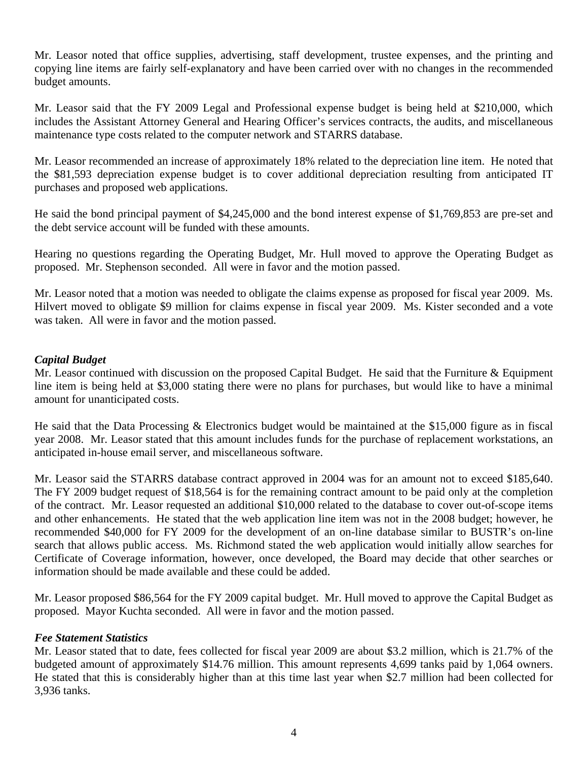Mr. Leasor noted that office supplies, advertising, staff development, trustee expenses, and the printing and copying line items are fairly self-explanatory and have been carried over with no changes in the recommended budget amounts.

Mr. Leasor said that the FY 2009 Legal and Professional expense budget is being held at $210,000, which includes the Assistant Attorney General and Hearing Officer's services contracts, the audits, and miscellaneous maintenance type costs related to the computer network and STARRS database.

Mr. Leasor recommended an increase of approximately 18% related to the depreciation line item. He noted that the $81,593 depreciation expense budget is to cover additional depreciation resulting from anticipated IT purchases and proposed web applications.

He said the bond principal payment of $4,245,000 and the bond interest expense of $1,769,853 are pre-set and the debt service account will be funded with these amounts.

Hearing no questions regarding the Operating Budget, Mr. Hull moved to approve the Operating Budget as proposed. Mr. Stephenson seconded. All were in favor and the motion passed.

Mr. Leasor noted that a motion was needed to obligate the claims expense as proposed for fiscal year 2009. Ms. Hilvert moved to obligate $9 million for claims expense in fiscal year 2009. Ms. Kister seconded and a vote was taken. All were in favor and the motion passed.

***Capital Budget***

Mr. Leasor continued with discussion on the proposed Capital Budget. He said that the Furniture & Equipment line item is being held at $3,000 stating there were no plans for purchases, but would like to have a minimal amount for unanticipated costs.

He said that the Data Processing & Electronics budget would be maintained at the $15,000 figure as in fiscal year 2008. Mr. Leasor stated that this amount includes funds for the purchase of replacement workstations, an anticipated in-house email server, and miscellaneous software.

Mr. Leasor said the STARRS database contract approved in 2004 was for an amount not to exceed $185,640. The FY 2009 budget request of $18,564 is for the remaining contract amount to be paid only at the completion of the contract. Mr. Leasor requested an additional $10,000 related to the database to cover out-of-scope items and other enhancements. He stated that the web application line item was not in the 2008 budget; however, he recommended $40,000 for FY 2009 for the development of an on-line database similar to BUSTR's on-line search that allows public access. Ms. Richmond stated the web application would initially allow searches for Certificate of Coverage information, however, once developed, the Board may decide that other searches or information should be made available and these could be added.

Mr. Leasor proposed $86,564 for the FY 2009 capital budget. Mr. Hull moved to approve the Capital Budget as proposed. Mayor Kuchta seconded. All were in favor and the motion passed.

***Fee Statement Statistics***

Mr. Leasor stated that to date, fees collected for fiscal year 2009 are about $3.2 million, which is 21.7% of the budgeted amount of approximately $14.76 million. This amount represents 4,699 tanks paid by 1,064 owners. He stated that this is considerably higher than at this time last year when $2.7 million had been collected for 3,936 tanks.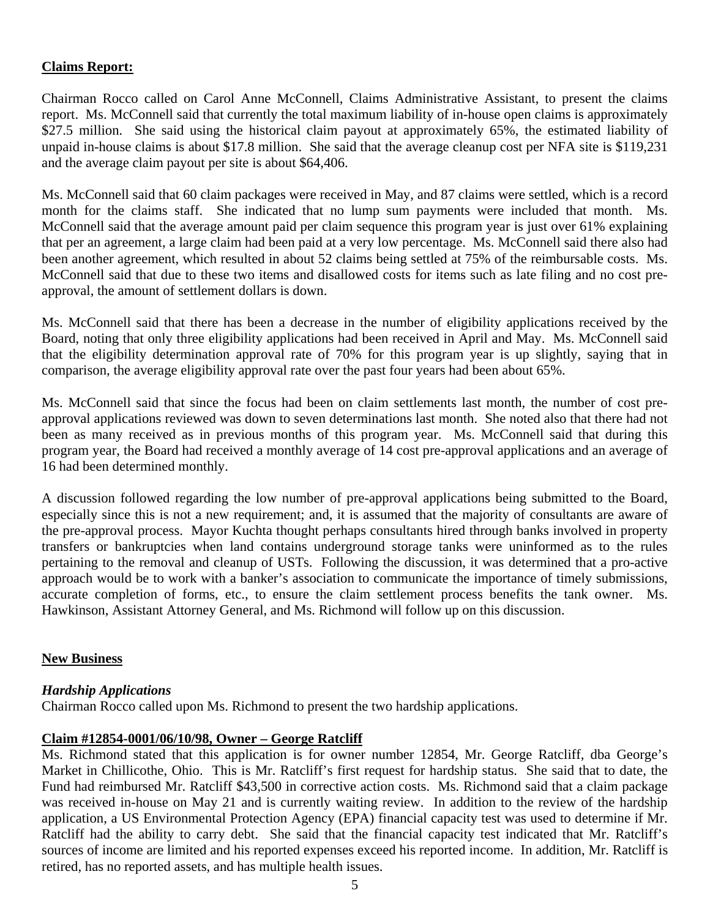**Claims Report:**

Chairman Rocco called on Carol Anne McConnell, Claims Administrative Assistant, to present the claims report. Ms. McConnell said that currently the total maximum liability of in-house open claims is approximately $27.5 million. She said using the historical claim payout at approximately 65%, the estimated liability of unpaid in-house claims is about $17.8 million. She said that the average cleanup cost per NFA site is $119,231 and the average claim payout per site is about $64,406.

Ms. McConnell said that 60 claim packages were received in May, and 87 claims were settled, which is a record month for the claims staff. She indicated that no lump sum payments were included that month. Ms. McConnell said that the average amount paid per claim sequence this program year is just over 61% explaining that per an agreement, a large claim had been paid at a very low percentage. Ms. McConnell said there also had been another agreement, which resulted in about 52 claims being settled at 75% of the reimbursable costs. Ms. McConnell said that due to these two items and disallowed costs for items such as late filing and no cost pre-approval, the amount of settlement dollars is down.

Ms. McConnell said that there has been a decrease in the number of eligibility applications received by the Board, noting that only three eligibility applications had been received in April and May. Ms. McConnell said that the eligibility determination approval rate of 70% for this program year is up slightly, saying that in comparison, the average eligibility approval rate over the past four years had been about 65%.

Ms. McConnell said that since the focus had been on claim settlements last month, the number of cost pre-approval applications reviewed was down to seven determinations last month. She noted also that there had not been as many received as in previous months of this program year. Ms. McConnell said that during this program year, the Board had received a monthly average of 14 cost pre-approval applications and an average of 16 had been determined monthly.

A discussion followed regarding the low number of pre-approval applications being submitted to the Board, especially since this is not a new requirement; and, it is assumed that the majority of consultants are aware of the pre-approval process. Mayor Kuchta thought perhaps consultants hired through banks involved in property transfers or bankruptcies when land contains underground storage tanks were uninformed as to the rules pertaining to the removal and cleanup of USTs. Following the discussion, it was determined that a pro-active approach would be to work with a banker's association to communicate the importance of timely submissions, accurate completion of forms, etc., to ensure the claim settlement process benefits the tank owner. Ms. Hawkinson, Assistant Attorney General, and Ms. Richmond will follow up on this discussion.

**New Business**

***Hardship Applications***

Chairman Rocco called upon Ms. Richmond to present the two hardship applications.

**Claim #12854-0001/06/10/98, Owner – George Ratcliff**

Ms. Richmond stated that this application is for owner number 12854, Mr. George Ratcliff, dba George's Market in Chillicothe, Ohio. This is Mr. Ratcliff's first request for hardship status. She said that to date, the Fund had reimbursed Mr. Ratcliff $43,500 in corrective action costs. Ms. Richmond said that a claim package was received in-house on May 21 and is currently waiting review. In addition to the review of the hardship application, a US Environmental Protection Agency (EPA) financial capacity test was used to determine if Mr. Ratcliff had the ability to carry debt. She said that the financial capacity test indicated that Mr. Ratcliff's sources of income are limited and his reported expenses exceed his reported income. In addition, Mr. Ratcliff is retired, has no reported assets, and has multiple health issues.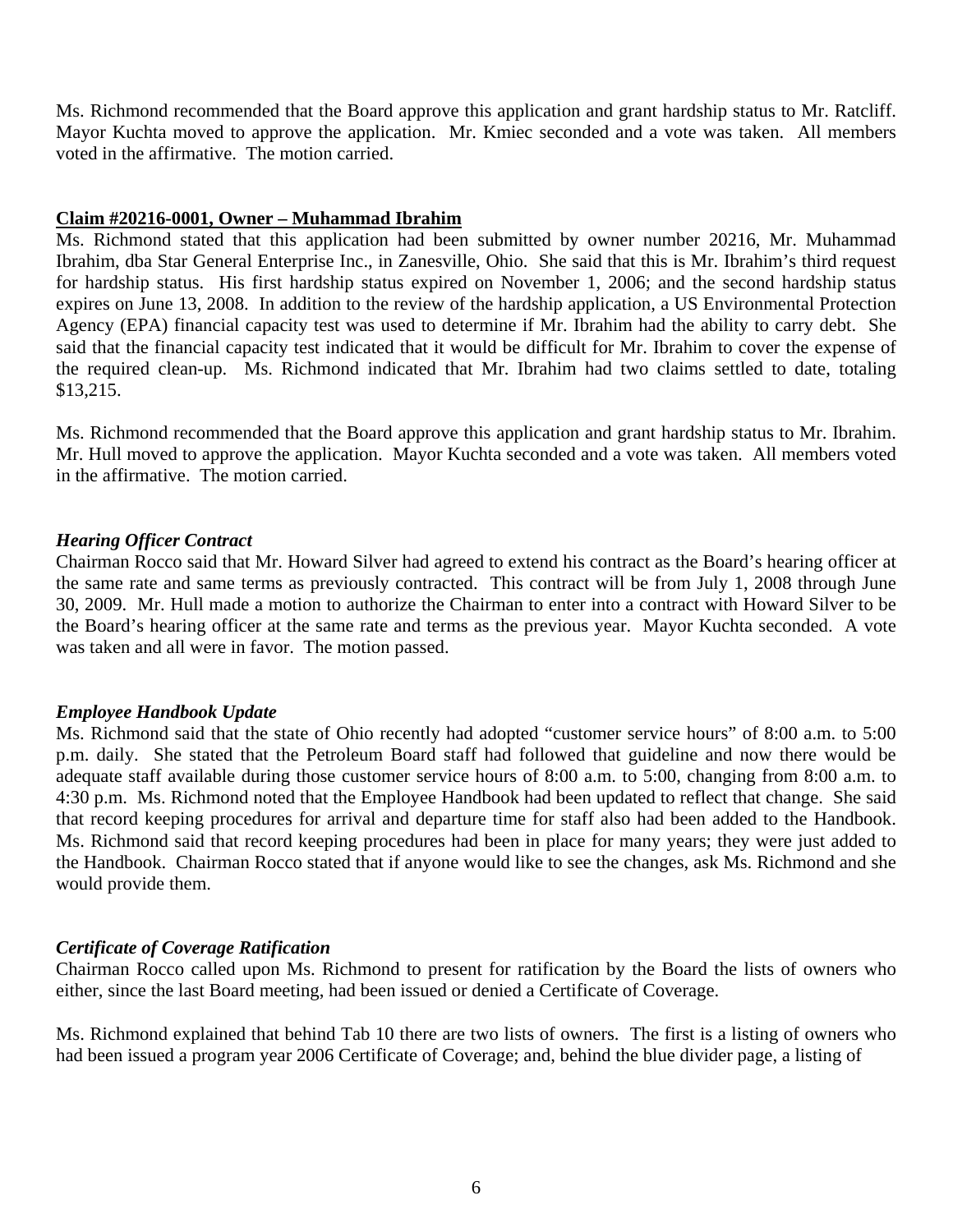Ms. Richmond recommended that the Board approve this application and grant hardship status to Mr. Ratcliff. Mayor Kuchta moved to approve the application. Mr. Kmiec seconded and a vote was taken. All members voted in the affirmative. The motion carried.

**Claim #20216-0001, Owner – Muhammad Ibrahim**

Ms. Richmond stated that this application had been submitted by owner number 20216, Mr. Muhammad Ibrahim, dba Star General Enterprise Inc., in Zanesville, Ohio. She said that this is Mr. Ibrahim's third request for hardship status. His first hardship status expired on November 1, 2006; and the second hardship status expires on June 13, 2008. In addition to the review of the hardship application, a US Environmental Protection Agency (EPA) financial capacity test was used to determine if Mr. Ibrahim had the ability to carry debt. She said that the financial capacity test indicated that it would be difficult for Mr. Ibrahim to cover the expense of the required clean-up. Ms. Richmond indicated that Mr. Ibrahim had two claims settled to date, totaling $13,215.

Ms. Richmond recommended that the Board approve this application and grant hardship status to Mr. Ibrahim. Mr. Hull moved to approve the application. Mayor Kuchta seconded and a vote was taken. All members voted in the affirmative. The motion carried.

***Hearing Officer Contract***

Chairman Rocco said that Mr. Howard Silver had agreed to extend his contract as the Board's hearing officer at the same rate and same terms as previously contracted. This contract will be from July 1, 2008 through June 30, 2009. Mr. Hull made a motion to authorize the Chairman to enter into a contract with Howard Silver to be the Board's hearing officer at the same rate and terms as the previous year. Mayor Kuchta seconded. A vote was taken and all were in favor. The motion passed.

***Employee Handbook Update***

Ms. Richmond said that the state of Ohio recently had adopted "customer service hours" of 8:00 a.m. to 5:00 p.m. daily. She stated that the Petroleum Board staff had followed that guideline and now there would be adequate staff available during those customer service hours of 8:00 a.m. to 5:00, changing from 8:00 a.m. to 4:30 p.m. Ms. Richmond noted that the Employee Handbook had been updated to reflect that change. She said that record keeping procedures for arrival and departure time for staff also had been added to the Handbook. Ms. Richmond said that record keeping procedures had been in place for many years; they were just added to the Handbook. Chairman Rocco stated that if anyone would like to see the changes, ask Ms. Richmond and she would provide them.

***Certificate of Coverage Ratification***

Chairman Rocco called upon Ms. Richmond to present for ratification by the Board the lists of owners who either, since the last Board meeting, had been issued or denied a Certificate of Coverage.

Ms. Richmond explained that behind Tab 10 there are two lists of owners. The first is a listing of owners who had been issued a program year 2006 Certificate of Coverage; and, behind the blue divider page, a listing of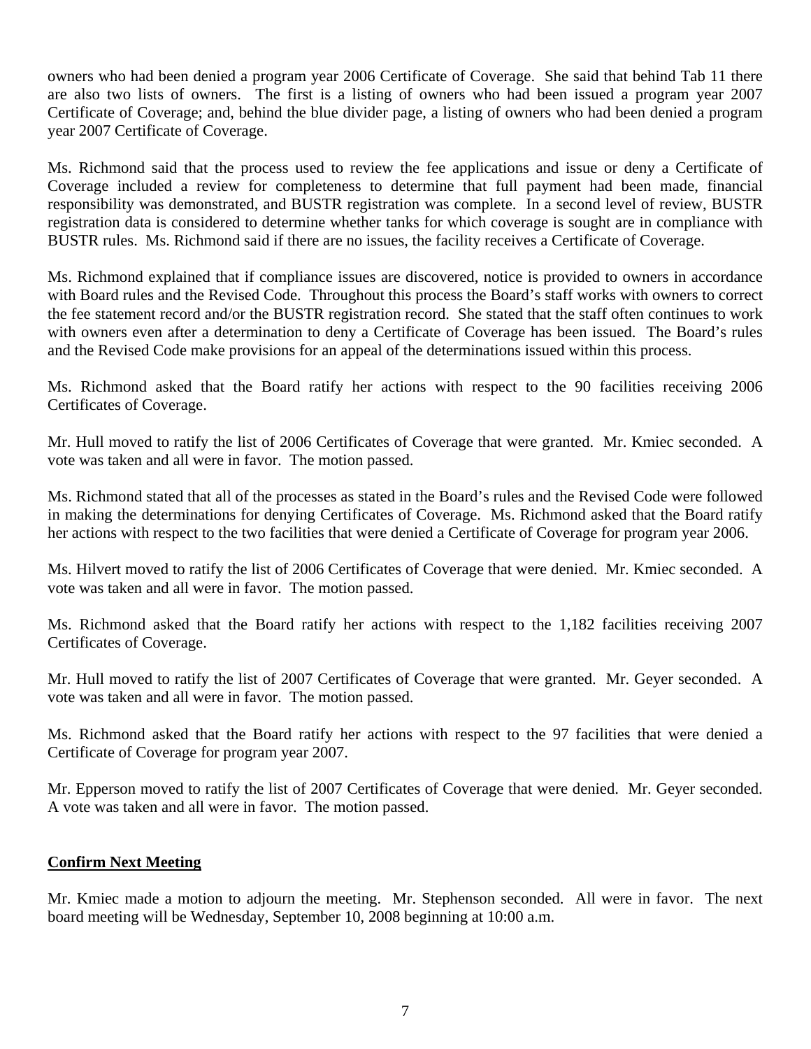owners who had been denied a program year 2006 Certificate of Coverage. She said that behind Tab 11 there are also two lists of owners. The first is a listing of owners who had been issued a program year 2007 Certificate of Coverage; and, behind the blue divider page, a listing of owners who had been denied a program year 2007 Certificate of Coverage.

Ms. Richmond said that the process used to review the fee applications and issue or deny a Certificate of Coverage included a review for completeness to determine that full payment had been made, financial responsibility was demonstrated, and BUSTR registration was complete. In a second level of review, BUSTR registration data is considered to determine whether tanks for which coverage is sought are in compliance with BUSTR rules. Ms. Richmond said if there are no issues, the facility receives a Certificate of Coverage.

Ms. Richmond explained that if compliance issues are discovered, notice is provided to owners in accordance with Board rules and the Revised Code. Throughout this process the Board's staff works with owners to correct the fee statement record and/or the BUSTR registration record. She stated that the staff often continues to work with owners even after a determination to deny a Certificate of Coverage has been issued. The Board's rules and the Revised Code make provisions for an appeal of the determinations issued within this process.

Ms. Richmond asked that the Board ratify her actions with respect to the 90 facilities receiving 2006 Certificates of Coverage.

Mr. Hull moved to ratify the list of 2006 Certificates of Coverage that were granted. Mr. Kmiec seconded. A vote was taken and all were in favor. The motion passed.

Ms. Richmond stated that all of the processes as stated in the Board's rules and the Revised Code were followed in making the determinations for denying Certificates of Coverage. Ms. Richmond asked that the Board ratify her actions with respect to the two facilities that were denied a Certificate of Coverage for program year 2006.

Ms. Hilvert moved to ratify the list of 2006 Certificates of Coverage that were denied. Mr. Kmiec seconded. A vote was taken and all were in favor. The motion passed.

Ms. Richmond asked that the Board ratify her actions with respect to the 1,182 facilities receiving 2007 Certificates of Coverage.

Mr. Hull moved to ratify the list of 2007 Certificates of Coverage that were granted. Mr. Geyer seconded. A vote was taken and all were in favor. The motion passed.

Ms. Richmond asked that the Board ratify her actions with respect to the 97 facilities that were denied a Certificate of Coverage for program year 2007.

Mr. Epperson moved to ratify the list of 2007 Certificates of Coverage that were denied. Mr. Geyer seconded. A vote was taken and all were in favor. The motion passed.

## Confirm Next Meeting

Mr. Kmiec made a motion to adjourn the meeting. Mr. Stephenson seconded. All were in favor. The next board meeting will be Wednesday, September 10, 2008 beginning at 10:00 a.m.